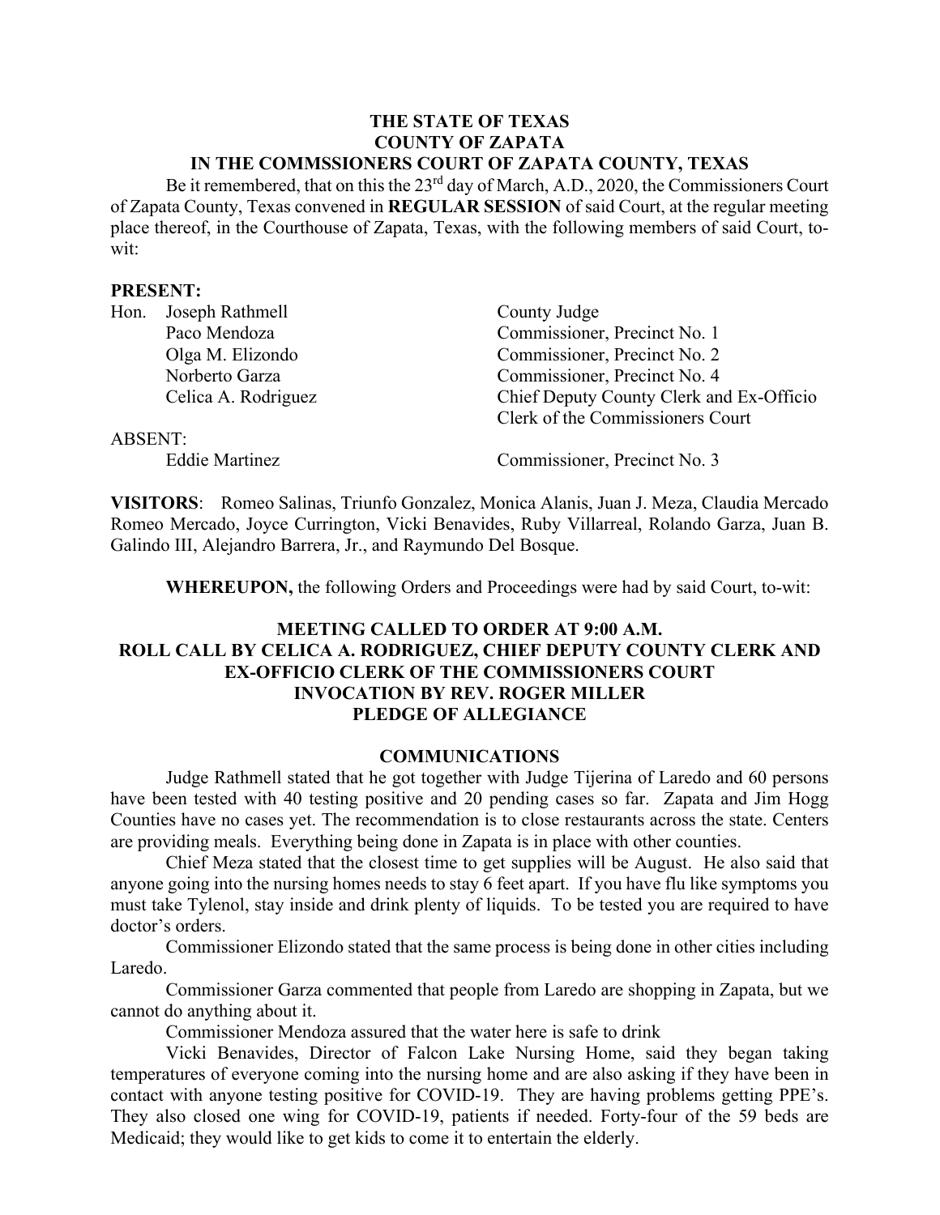**THE STATE OF TEXAS**
**COUNTY OF ZAPATA**
**IN THE COMMSSIONERS COURT OF ZAPATA COUNTY, TEXAS**

Be it remembered, that on this the 23rd day of March, A.D., 2020, the Commissioners Court of Zapata County, Texas convened in **REGULAR SESSION** of said Court, at the regular meeting place thereof, in the Courthouse of Zapata, Texas, with the following members of said Court, to-wit:

**PRESENT:**

| | | |
|---|---|---|
| Hon. | Joseph Rathmell | County Judge |
| | Paco Mendoza | Commissioner, Precinct No. 1 |
| | Olga M. Elizondo | Commissioner, Precinct No. 2 |
| | Norberto Garza | Commissioner, Precinct No. 4 |
| | Celica A. Rodriguez | Chief Deputy County Clerk and Ex-Officio Clerk of the Commissioners Court |

ABSENT:

| | | |
|---|---|---|
| | Eddie Martinez | Commissioner, Precinct No. 3 |

**VISITORS**: Romeo Salinas, Triunfo Gonzalez, Monica Alanis, Juan J. Meza, Claudia Mercado Romeo Mercado, Joyce Currington, Vicki Benavides, Ruby Villarreal, Rolando Garza, Juan B. Galindo III, Alejandro Barrera, Jr., and Raymundo Del Bosque.

**WHEREUPON,** the following Orders and Proceedings were had by said Court, to-wit:

**MEETING CALLED TO ORDER AT 9:00 A.M.**
**ROLL CALL BY CELICA A. RODRIGUEZ, CHIEF DEPUTY COUNTY CLERK AND EX-OFFICIO CLERK OF THE COMMISSIONERS COURT**
**INVOCATION BY REV. ROGER MILLER**
**PLEDGE OF ALLEGIANCE**

**COMMUNICATIONS**

Judge Rathmell stated that he got together with Judge Tijerina of Laredo and 60 persons have been tested with 40 testing positive and 20 pending cases so far. Zapata and Jim Hogg Counties have no cases yet. The recommendation is to close restaurants across the state. Centers are providing meals. Everything being done in Zapata is in place with other counties.

Chief Meza stated that the closest time to get supplies will be August. He also said that anyone going into the nursing homes needs to stay 6 feet apart. If you have flu like symptoms you must take Tylenol, stay inside and drink plenty of liquids. To be tested you are required to have doctor's orders.

Commissioner Elizondo stated that the same process is being done in other cities including Laredo.

Commissioner Garza commented that people from Laredo are shopping in Zapata, but we cannot do anything about it.

Commissioner Mendoza assured that the water here is safe to drink

Vicki Benavides, Director of Falcon Lake Nursing Home, said they began taking temperatures of everyone coming into the nursing home and are also asking if they have been in contact with anyone testing positive for COVID-19. They are having problems getting PPE's. They also closed one wing for COVID-19, patients if needed. Forty-four of the 59 beds are Medicaid; they would like to get kids to come it to entertain the elderly.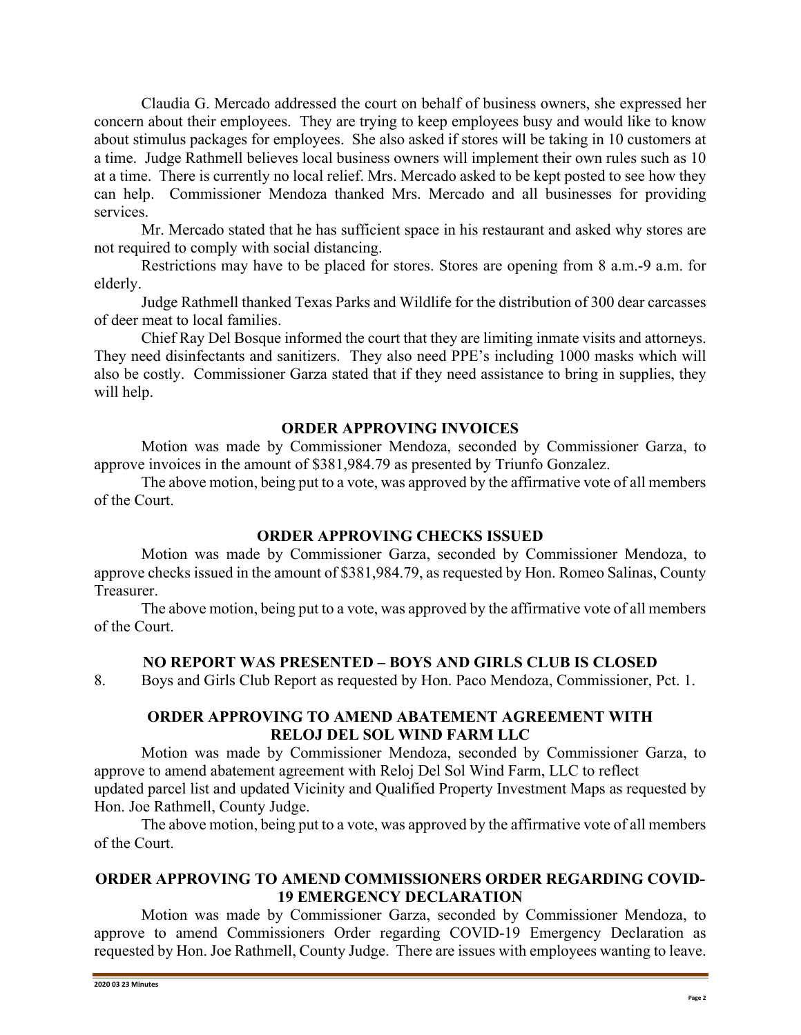Claudia G. Mercado addressed the court on behalf of business owners, she expressed her concern about their employees. They are trying to keep employees busy and would like to know about stimulus packages for employees. She also asked if stores will be taking in 10 customers at a time. Judge Rathmell believes local business owners will implement their own rules such as 10 at a time. There is currently no local relief. Mrs. Mercado asked to be kept posted to see how they can help. Commissioner Mendoza thanked Mrs. Mercado and all businesses for providing services.

Mr. Mercado stated that he has sufficient space in his restaurant and asked why stores are not required to comply with social distancing.

Restrictions may have to be placed for stores. Stores are opening from 8 a.m.-9 a.m. for elderly.

Judge Rathmell thanked Texas Parks and Wildlife for the distribution of 300 dear carcasses of deer meat to local families.

Chief Ray Del Bosque informed the court that they are limiting inmate visits and attorneys. They need disinfectants and sanitizers. They also need PPE's including 1000 masks which will also be costly. Commissioner Garza stated that if they need assistance to bring in supplies, they will help.

**ORDER APPROVING INVOICES**

Motion was made by Commissioner Mendoza, seconded by Commissioner Garza, to approve invoices in the amount of $381,984.79 as presented by Triunfo Gonzalez.

The above motion, being put to a vote, was approved by the affirmative vote of all members of the Court.

**ORDER APPROVING CHECKS ISSUED**

Motion was made by Commissioner Garza, seconded by Commissioner Mendoza, to approve checks issued in the amount of $381,984.79, as requested by Hon. Romeo Salinas, County Treasurer.

The above motion, being put to a vote, was approved by the affirmative vote of all members of the Court.

**NO REPORT WAS PRESENTED – BOYS AND GIRLS CLUB IS CLOSED**

8. Boys and Girls Club Report as requested by Hon. Paco Mendoza, Commissioner, Pct. 1.

**ORDER APPROVING TO AMEND ABATEMENT AGREEMENT WITH RELOJ DEL SOL WIND FARM LLC**

Motion was made by Commissioner Mendoza, seconded by Commissioner Garza, to approve to amend abatement agreement with Reloj Del Sol Wind Farm, LLC to reflect updated parcel list and updated Vicinity and Qualified Property Investment Maps as requested by Hon. Joe Rathmell, County Judge.

The above motion, being put to a vote, was approved by the affirmative vote of all members of the Court.

**ORDER APPROVING TO AMEND COMMISSIONERS ORDER REGARDING COVID-19 EMERGENCY DECLARATION**

Motion was made by Commissioner Garza, seconded by Commissioner Mendoza, to approve to amend Commissioners Order regarding COVID-19 Emergency Declaration as requested by Hon. Joe Rathmell, County Judge. There are issues with employees wanting to leave.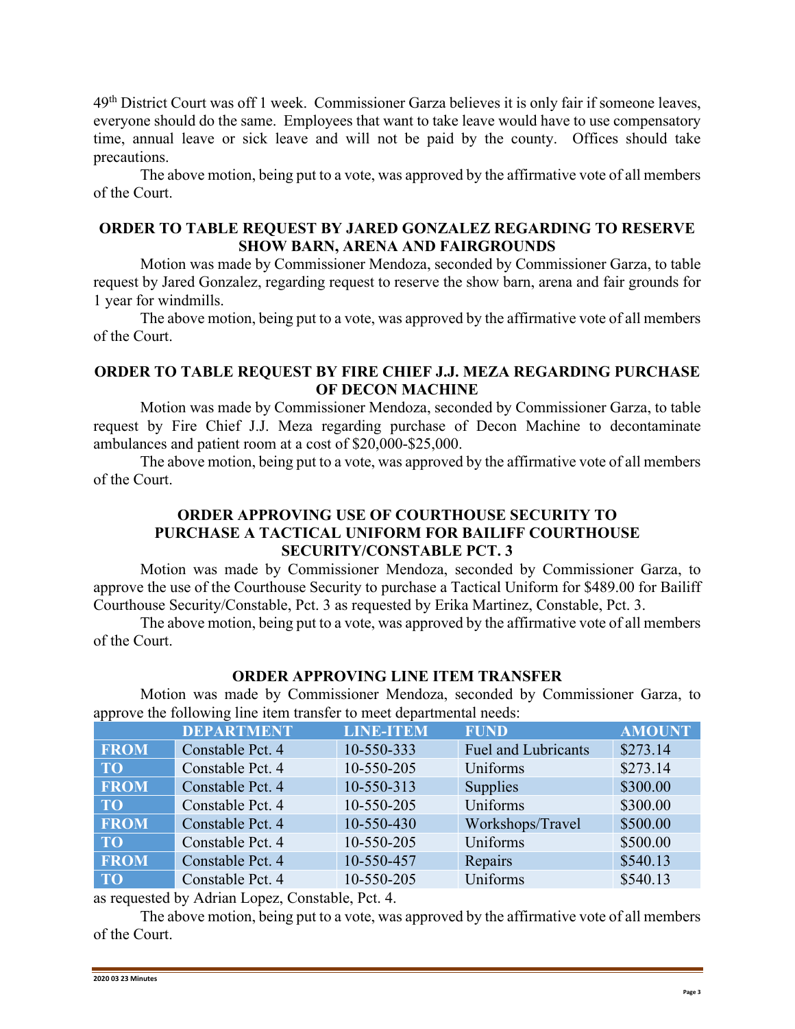49th District Court was off 1 week. Commissioner Garza believes it is only fair if someone leaves, everyone should do the same. Employees that want to take leave would have to use compensatory time, annual leave or sick leave and will not be paid by the county. Offices should take precautions.

The above motion, being put to a vote, was approved by the affirmative vote of all members of the Court.

## ORDER TO TABLE REQUEST BY JARED GONZALEZ REGARDING TO RESERVE SHOW BARN, ARENA AND FAIRGROUNDS

Motion was made by Commissioner Mendoza, seconded by Commissioner Garza, to table request by Jared Gonzalez, regarding request to reserve the show barn, arena and fair grounds for 1 year for windmills.

The above motion, being put to a vote, was approved by the affirmative vote of all members of the Court.

## ORDER TO TABLE REQUEST BY FIRE CHIEF J.J. MEZA REGARDING PURCHASE OF DECON MACHINE

Motion was made by Commissioner Mendoza, seconded by Commissioner Garza, to table request by Fire Chief J.J. Meza regarding purchase of Decon Machine to decontaminate ambulances and patient room at a cost of $20,000-$25,000.

The above motion, being put to a vote, was approved by the affirmative vote of all members of the Court.

## ORDER APPROVING USE OF COURTHOUSE SECURITY TO PURCHASE A TACTICAL UNIFORM FOR BAILIFF COURTHOUSE SECURITY/CONSTABLE PCT. 3

Motion was made by Commissioner Mendoza, seconded by Commissioner Garza, to approve the use of the Courthouse Security to purchase a Tactical Uniform for $489.00 for Bailiff Courthouse Security/Constable, Pct. 3 as requested by Erika Martinez, Constable, Pct. 3.

The above motion, being put to a vote, was approved by the affirmative vote of all members of the Court.

## ORDER APPROVING LINE ITEM TRANSFER

Motion was made by Commissioner Mendoza, seconded by Commissioner Garza, to approve the following line item transfer to meet departmental needs:

| | DEPARTMENT | LINE-ITEM | FUND | AMOUNT |
|---|---|---|---|---|
| FROM | Constable Pct. 4 | 10-550-333 | Fuel and Lubricants | $273.14 |
| TO | Constable Pct. 4 | 10-550-205 | Uniforms | $273.14 |
| FROM | Constable Pct. 4 | 10-550-313 | Supplies | $300.00 |
| TO | Constable Pct. 4 | 10-550-205 | Uniforms | $300.00 |
| FROM | Constable Pct. 4 | 10-550-430 | Workshops/Travel | $500.00 |
| TO | Constable Pct. 4 | 10-550-205 | Uniforms | $500.00 |
| FROM | Constable Pct. 4 | 10-550-457 | Repairs | $540.13 |
| TO | Constable Pct. 4 | 10-550-205 | Uniforms | $540.13 |

as requested by Adrian Lopez, Constable, Pct. 4.

The above motion, being put to a vote, was approved by the affirmative vote of all members of the Court.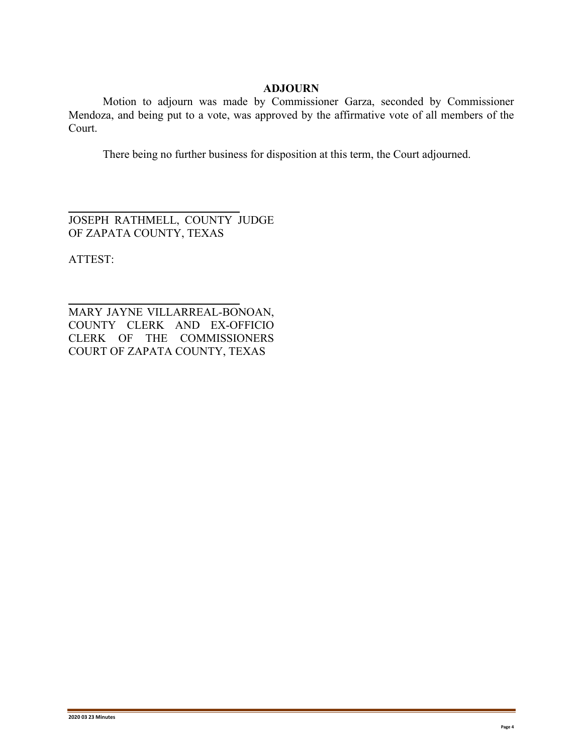## ADJOURN

Motion to adjourn was made by Commissioner Garza, seconded by Commissioner Mendoza, and being put to a vote, was approved by the affirmative vote of all members of the Court.

There being no further business for disposition at this term, the Court adjourned.

JOSEPH RATHMELL, COUNTY JUDGE
OF ZAPATA COUNTY, TEXAS

ATTEST:

MARY JAYNE VILLARREAL-BONOAN,
COUNTY CLERK AND EX-OFFICIO
CLERK OF THE COMMISSIONERS
COURT OF ZAPATA COUNTY, TEXAS